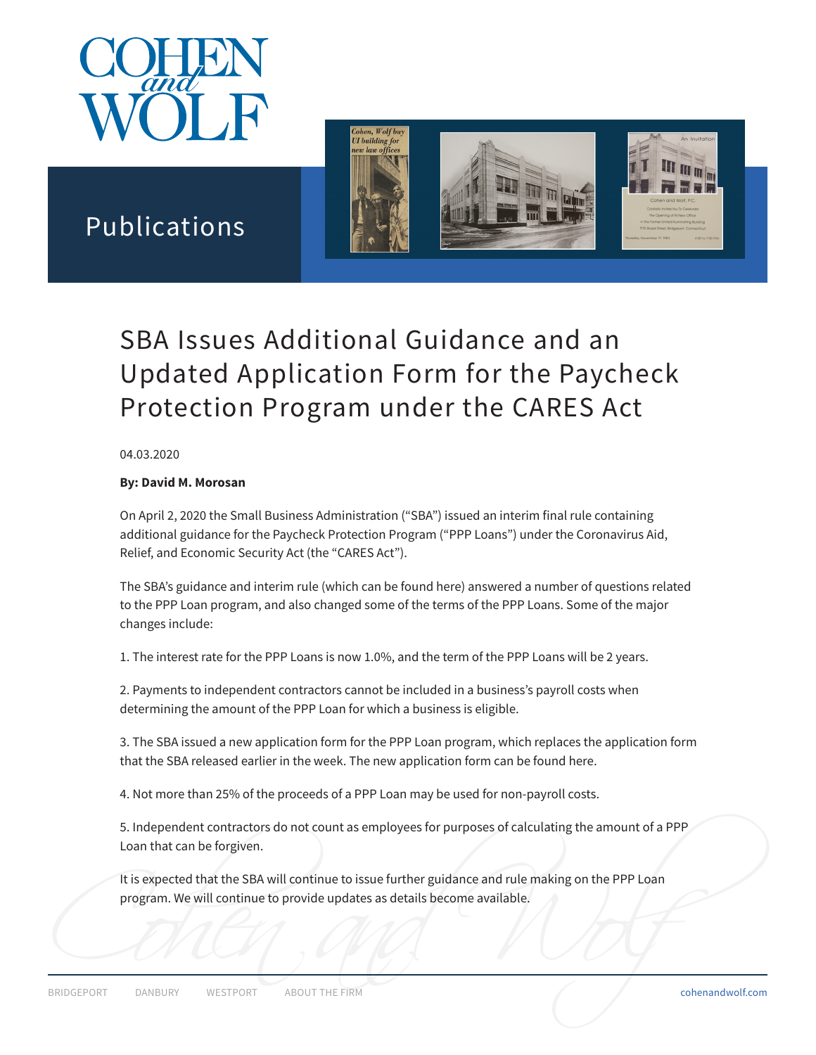# SBA Issues Additional Guidance and an Updated Application Form for the Paycheck Protection Program under the CARES Act

04.03.2020

**By: David M. Morosan**

On April 2, 2020 the Small Business Administration ("SBA") issued an interim final rule containing additional guidance for the Paycheck Protection Program ("PPP Loans") under the Coronavirus Aid, Relief, and Economic Security Act (the "CARES Act").

The SBA's guidance and interim rule (which can be found here) answered a number of questions related to the PPP Loan program, and also changed some of the terms of the PPP Loans. Some of the major changes include:

1. The interest rate for the PPP Loans is now 1.0%, and the term of the PPP Loans will be 2 years.

2. Payments to independent contractors cannot be included in a business's payroll costs when determining the amount of the PPP Loan for which a business is eligible.

3. The SBA issued a new application form for the PPP Loan program, which replaces the application form that the SBA released earlier in the week. The new application form can be found here.

4. Not more than 25% of the proceeds of a PPP Loan may be used for non-payroll costs.

5. Independent contractors do not count as employees for purposes of calculating the amount of a PPP Loan that can be forgiven.

It is expected that the SBA will continue to issue further guidance and rule making on the PPP Loan program. We will continue to provide updates as details become available.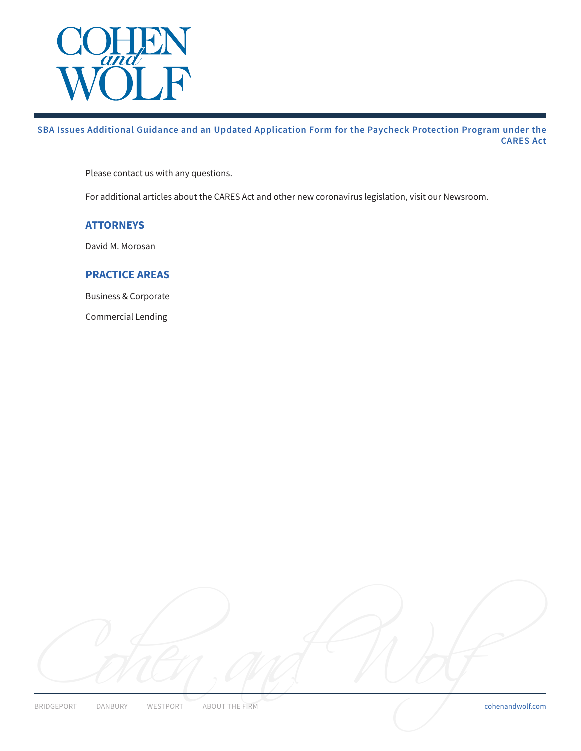Please contact us with any questions.

For additional articles about the CARES Act and other new coronavirus legislation, visit our Newsroom.

## ATTORNEYS

David M. Morosan

## PRACTICE AREAS

Business & Corporate

Commercial Lending